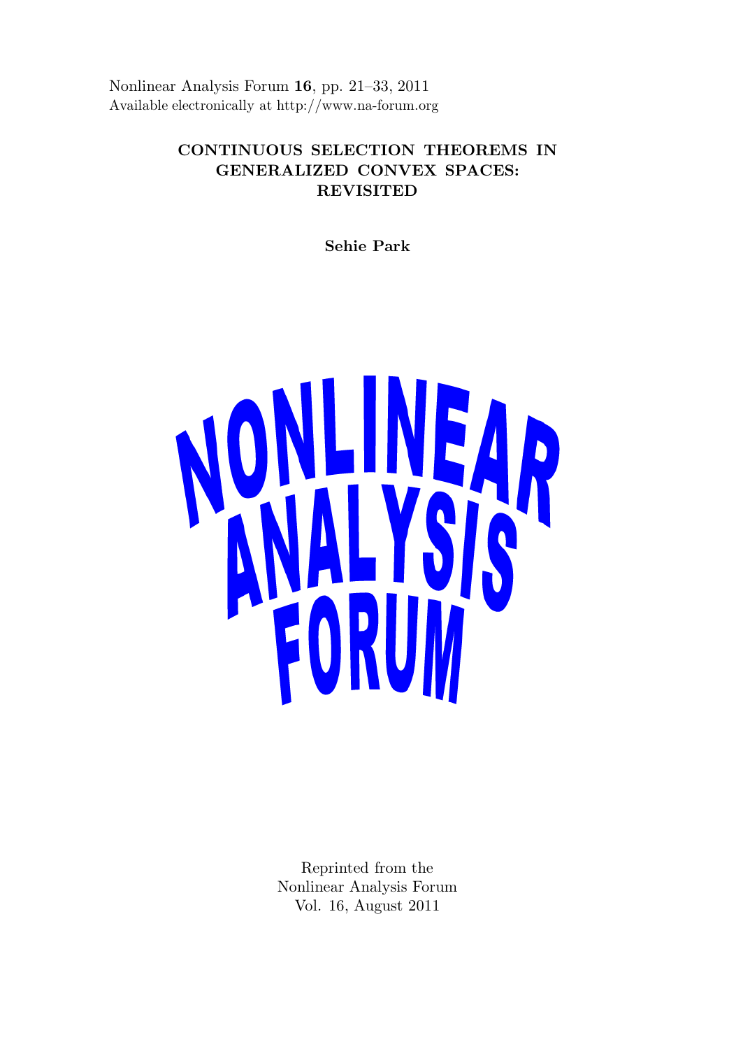Nonlinear Analysis Forum **16**, pp. 21–33, 2011
Available electronically at http://www.na-forum.org

# CONTINUOUS SELECTION THEOREMS IN GENERALIZED CONVEX SPACES: REVISITED

**Sehie Park**

NONLINEAR ANALYSIS FORUM

Reprinted from the
Nonlinear Analysis Forum
Vol. 16, August 2011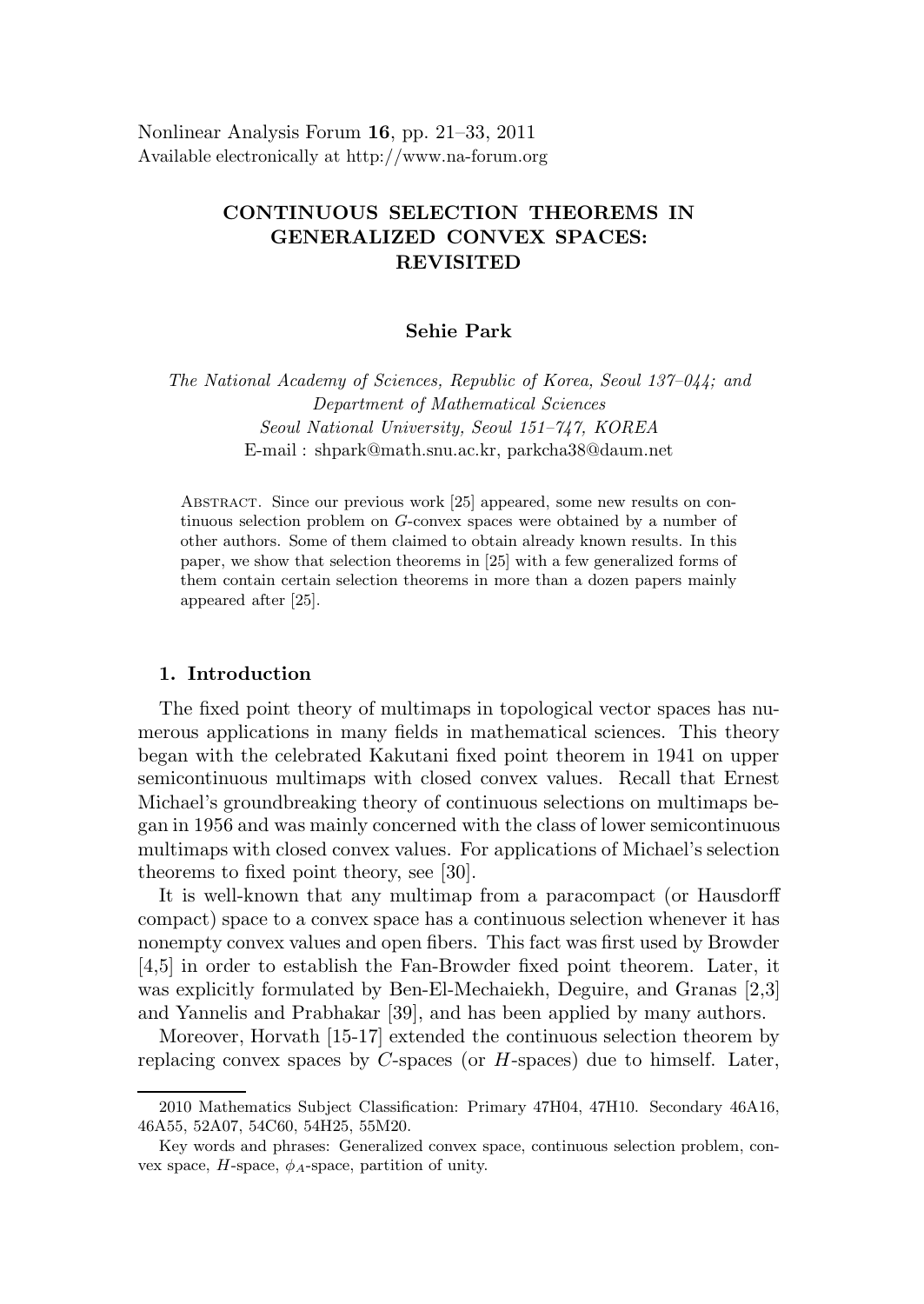Nonlinear Analysis Forum **16**, pp. 21–33, 2011
Available electronically at http://www.na-forum.org

# CONTINUOUS SELECTION THEOREMS IN GENERALIZED CONVEX SPACES: REVISITED

**Sehie Park**

*The National Academy of Sciences, Republic of Korea, Seoul 137–044; and Department of Mathematical Sciences Seoul National University, Seoul 151–747, KOREA*
E-mail : shpark@math.snu.ac.kr, parkcha38@daum.net

Abstract. Since our previous work [25] appeared, some new results on continuous selection problem on $G$-convex spaces were obtained by a number of other authors. Some of them claimed to obtain already known results. In this paper, we show that selection theorems in [25] with a few generalized forms of them contain certain selection theorems in more than a dozen papers mainly appeared after [25].

## 1. Introduction

The fixed point theory of multimaps in topological vector spaces has numerous applications in many fields in mathematical sciences. This theory began with the celebrated Kakutani fixed point theorem in 1941 on upper semicontinuous multimaps with closed convex values. Recall that Ernest Michael's groundbreaking theory of continuous selections on multimaps began in 1956 and was mainly concerned with the class of lower semicontinuous multimaps with closed convex values. For applications of Michael's selection theorems to fixed point theory, see [30].

It is well-known that any multimap from a paracompact (or Hausdorff compact) space to a convex space has a continuous selection whenever it has nonempty convex values and open fibers. This fact was first used by Browder [4,5] in order to establish the Fan-Browder fixed point theorem. Later, it was explicitly formulated by Ben-El-Mechaiekh, Deguire, and Granas [2,3] and Yannelis and Prabhakar [39], and has been applied by many authors.

Moreover, Horvath [15-17] extended the continuous selection theorem by replacing convex spaces by $C$-spaces (or $H$-spaces) due to himself. Later,

---

2010 Mathematics Subject Classification: Primary 47H04, 47H10. Secondary 46A16, 46A55, 52A07, 54C60, 54H25, 55M20.

Key words and phrases: Generalized convex space, continuous selection problem, convex space, $H$-space, $\phi_A$-space, partition of unity.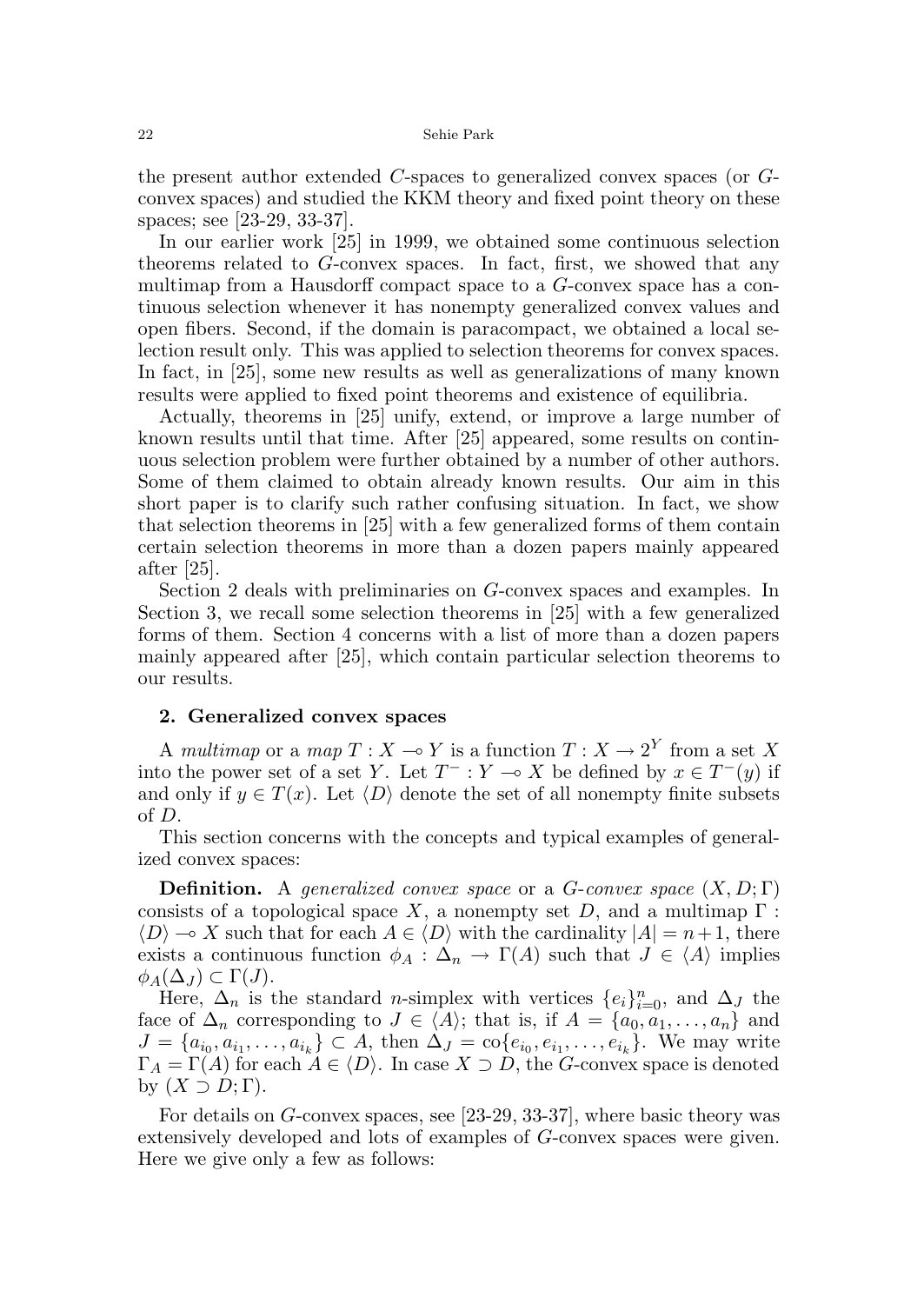the present author extended $C$-spaces to generalized convex spaces (or $G$-convex spaces) and studied the KKM theory and fixed point theory on these spaces; see [23-29, 33-37].

In our earlier work [25] in 1999, we obtained some continuous selection theorems related to $G$-convex spaces. In fact, first, we showed that any multimap from a Hausdorff compact space to a $G$-convex space has a continuous selection whenever it has nonempty generalized convex values and open fibers. Second, if the domain is paracompact, we obtained a local selection result only. This was applied to selection theorems for convex spaces. In fact, in [25], some new results as well as generalizations of many known results were applied to fixed point theorems and existence of equilibria.

Actually, theorems in [25] unify, extend, or improve a large number of known results until that time. After [25] appeared, some results on continuous selection problem were further obtained by a number of other authors. Some of them claimed to obtain already known results. Our aim in this short paper is to clarify such rather confusing situation. In fact, we show that selection theorems in [25] with a few generalized forms of them contain certain selection theorems in more than a dozen papers mainly appeared after [25].

Section 2 deals with preliminaries on $G$-convex spaces and examples. In Section 3, we recall some selection theorems in [25] with a few generalized forms of them. Section 4 concerns with a list of more than a dozen papers mainly appeared after [25], which contain particular selection theorems to our results.

## 2. Generalized convex spaces

A *multimap* or a *map* $T : X \multimap Y$ is a function $T : X \to 2^Y$ from a set $X$ into the power set of a set $Y$. Let $T^- : Y \multimap X$ be defined by $x \in T^-(y)$ if and only if $y \in T(x)$. Let $\langle D \rangle$ denote the set of all nonempty finite subsets of $D$.

This section concerns with the concepts and typical examples of generalized convex spaces:

**Definition.** A *generalized convex space* or a *$G$-convex space* $(X, D; \Gamma)$ consists of a topological space $X$, a nonempty set $D$, and a multimap $\Gamma : \langle D \rangle \multimap X$ such that for each $A \in \langle D \rangle$ with the cardinality $|A| = n+1$, there exists a continuous function $\phi_A : \Delta_n \to \Gamma(A)$ such that $J \in \langle A \rangle$ implies $\phi_A(\Delta_J) \subset \Gamma(J)$.

Here, $\Delta_n$ is the standard $n$-simplex with vertices $\{e_i\}_{i=0}^n$, and $\Delta_J$ the face of $\Delta_n$ corresponding to $J \in \langle A \rangle$; that is, if $A = \{a_0, a_1, \ldots, a_n\}$ and $J = \{a_{i_0}, a_{i_1}, \ldots, a_{i_k}\} \subset A$, then $\Delta_J = \mathrm{co}\{e_{i_0}, e_{i_1}, \ldots, e_{i_k}\}$. We may write $\Gamma_A = \Gamma(A)$ for each $A \in \langle D \rangle$. In case $X \supset D$, the $G$-convex space is denoted by $(X \supset D; \Gamma)$.

For details on $G$-convex spaces, see [23-29, 33-37], where basic theory was extensively developed and lots of examples of $G$-convex spaces were given. Here we give only a few as follows: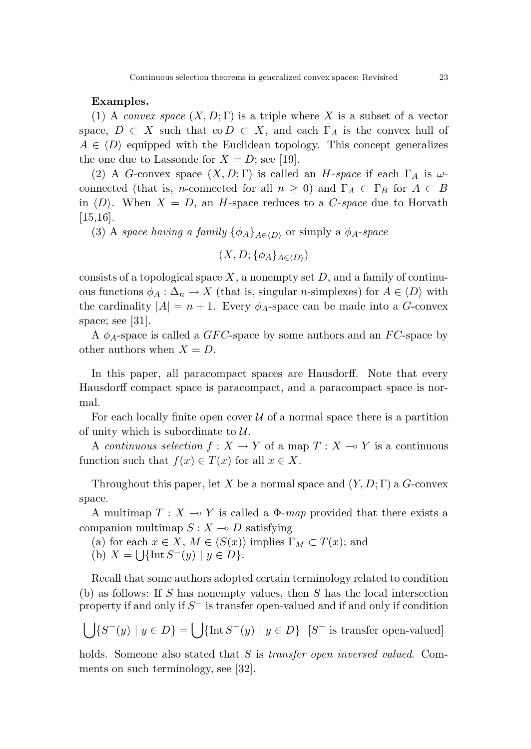**Examples.**

(1) A *convex space* $(X, D; \Gamma)$ is a triple where $X$ is a subset of a vector space, $D \subset X$ such that $\operatorname{co} D \subset X$, and each $\Gamma_A$ is the convex hull of $A \in \langle D \rangle$ equipped with the Euclidean topology. This concept generalizes the one due to Lassonde for $X = D$; see [19].

(2) A $G$-convex space $(X, D; \Gamma)$ is called an *$H$-space* if each $\Gamma_A$ is $\omega$-connected (that is, $n$-connected for all $n \geq 0$) and $\Gamma_A \subset \Gamma_B$ for $A \subset B$ in $\langle D \rangle$. When $X = D$, an $H$-space reduces to a *$C$-space* due to Horvath [15,16].

(3) A *space having a family* $\{\phi_A\}_{A \in \langle D \rangle}$ or simply a *$\phi_A$-space*

$$(X, D; \{\phi_A\}_{A \in \langle D \rangle})$$

consists of a topological space $X$, a nonempty set $D$, and a family of continuous functions $\phi_A : \Delta_n \to X$ (that is, singular $n$-simplexes) for $A \in \langle D \rangle$ with the cardinality $|A| = n + 1$. Every $\phi_A$-space can be made into a $G$-convex space; see [31].

A $\phi_A$-space is called a $GFC$-space by some authors and an $FC$-space by other authors when $X = D$.

In this paper, all paracompact spaces are Hausdorff. Note that every Hausdorff compact space is paracompact, and a paracompact space is normal.

For each locally finite open cover $\mathcal{U}$ of a normal space there is a partition of unity which is subordinate to $\mathcal{U}$.

A *continuous selection* $f : X \to Y$ of a map $T : X \multimap Y$ is a continuous function such that $f(x) \in T(x)$ for all $x \in X$.

Throughout this paper, let $X$ be a normal space and $(Y, D; \Gamma)$ a $G$-convex space.

A multimap $T : X \multimap Y$ is called a *$\Phi$-map* provided that there exists a companion multimap $S : X \multimap D$ satisfying

(a) for each $x \in X$, $M \in \langle S(x) \rangle$ implies $\Gamma_M \subset T(x)$; and
(b) $X = \bigcup \{\operatorname{Int} S^-(y) \mid y \in D\}$.

Recall that some authors adopted certain terminology related to condition (b) as follows: If $S$ has nonempty values, then $S$ has the local intersection property if and only if $S^-$ is transfer open-valued and if and only if condition

$$\bigcup \{S^-(y) \mid y \in D\} = \bigcup \{\operatorname{Int} S^-(y) \mid y \in D\} \quad [S^- \text{ is transfer open-valued}]$$

holds. Someone also stated that $S$ is *transfer open inversed valued*. Comments on such terminology, see [32].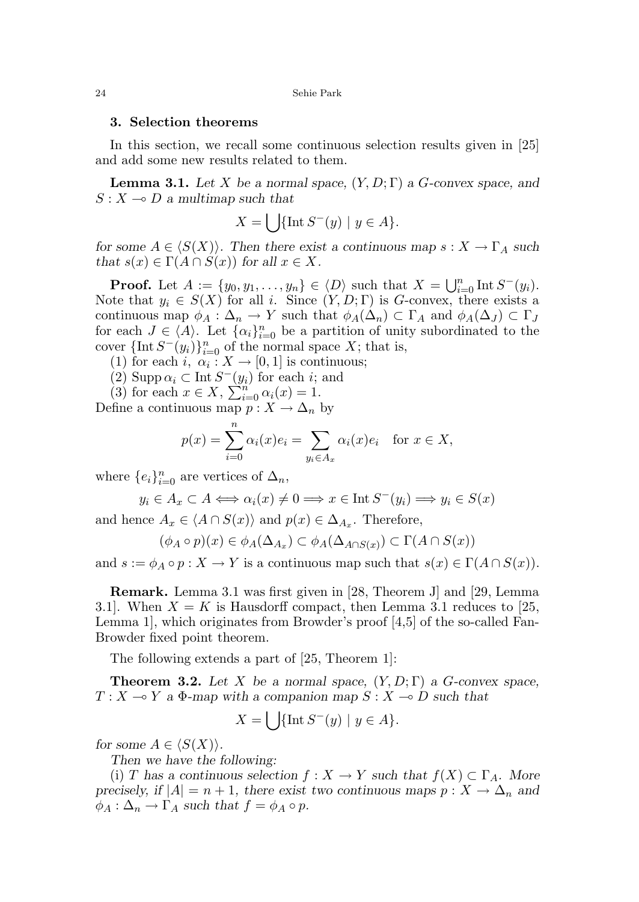## 3. Selection theorems

In this section, we recall some continuous selection results given in [25] and add some new results related to them.

**Lemma 3.1.** *Let $X$ be a normal space, $(Y, D; \Gamma)$ a G-convex space, and $S : X \multimap D$ a multimap such that*

$$X = \bigcup \{\operatorname{Int} S^-(y) \mid y \in A\}.$$

*for some $A \in \langle S(X) \rangle$. Then there exist a continuous map $s : X \to \Gamma_A$ such that $s(x) \in \Gamma(A \cap S(x))$ for all $x \in X$.*

**Proof.** Let $A := \{y_0, y_1, \ldots, y_n\} \in \langle D \rangle$ such that $X = \bigcup_{i=0}^n \operatorname{Int} S^-(y_i)$. Note that $y_i \in S(X)$ for all $i$. Since $(Y, D; \Gamma)$ is $G$-convex, there exists a continuous map $\phi_A : \Delta_n \to Y$ such that $\phi_A(\Delta_n) \subset \Gamma_A$ and $\phi_A(\Delta_J) \subset \Gamma_J$ for each $J \in \langle A \rangle$. Let $\{\alpha_i\}_{i=0}^n$ be a partition of unity subordinated to the cover $\{\operatorname{Int} S^-(y_i)\}_{i=0}^n$ of the normal space $X$; that is,

(1) for each $i$, $\alpha_i : X \to [0, 1]$ is continuous;
(2) $\operatorname{Supp} \alpha_i \subset \operatorname{Int} S^-(y_i)$ for each $i$; and
(3) for each $x \in X$, $\sum_{i=0}^n \alpha_i(x) = 1$.

Define a continuous map $p : X \to \Delta_n$ by

$$p(x) = \sum_{i=0}^n \alpha_i(x) e_i = \sum_{y_i \in A_x} \alpha_i(x) e_i \quad \text{for } x \in X,$$

where $\{e_i\}_{i=0}^n$ are vertices of $\Delta_n$,

$$y_i \in A_x \subset A \Longleftrightarrow \alpha_i(x) \neq 0 \Longrightarrow x \in \operatorname{Int} S^-(y_i) \Longrightarrow y_i \in S(x)$$

and hence $A_x \in \langle A \cap S(x) \rangle$ and $p(x) \in \Delta_{A_x}$. Therefore,

$$(\phi_A \circ p)(x) \in \phi_A(\Delta_{A_x}) \subset \phi_A(\Delta_{A \cap S(x)}) \subset \Gamma(A \cap S(x))$$

and $s := \phi_A \circ p : X \to Y$ is a continuous map such that $s(x) \in \Gamma(A \cap S(x))$.

**Remark.** Lemma 3.1 was first given in [28, Theorem J] and [29, Lemma 3.1]. When $X = K$ is Hausdorff compact, then Lemma 3.1 reduces to [25, Lemma 1], which originates from Browder's proof [4,5] of the so-called Fan-Browder fixed point theorem.

The following extends a part of [25, Theorem 1]:

**Theorem 3.2.** *Let $X$ be a normal space, $(Y, D; \Gamma)$ a G-convex space, $T : X \multimap Y$ a $\Phi$-map with a companion map $S : X \multimap D$ such that*

$$X = \bigcup \{\operatorname{Int} S^-(y) \mid y \in A\}.$$

*for some $A \in \langle S(X) \rangle$.*

*Then we have the following:*

*(i) $T$ has a continuous selection $f : X \to Y$ such that $f(X) \subset \Gamma_A$. More precisely, if $|A| = n + 1$, there exist two continuous maps $p : X \to \Delta_n$ and $\phi_A : \Delta_n \to \Gamma_A$ such that $f = \phi_A \circ p$.*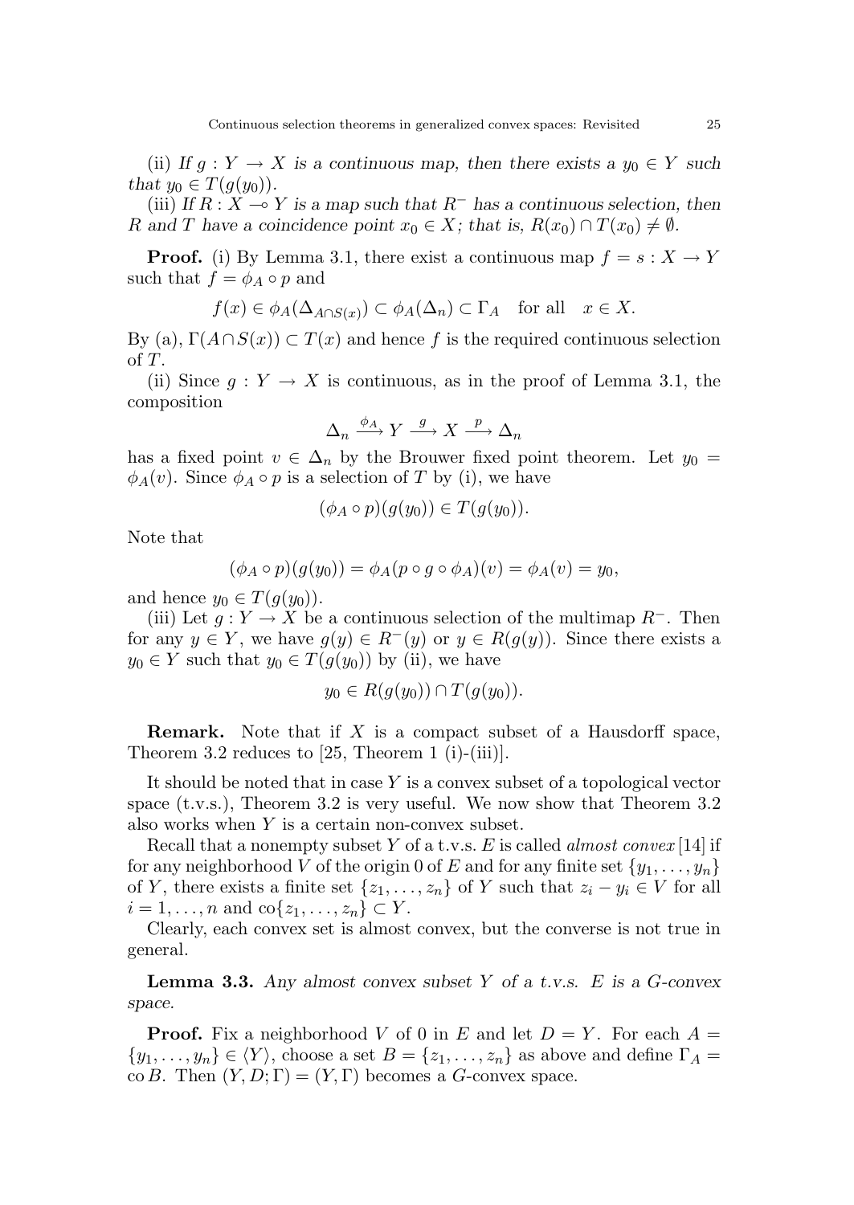(ii) *If $g : Y \to X$ is a continuous map, then there exists a $y_0 \in Y$ such that $y_0 \in T(g(y_0))$.*

(iii) *If $R : X \multimap Y$ is a map such that $R^-$ has a continuous selection, then $R$ and $T$ have a coincidence point $x_0 \in X$; that is, $R(x_0) \cap T(x_0) \neq \emptyset$.*

**Proof.** (i) By Lemma 3.1, there exist a continuous map $f = s : X \to Y$ such that $f = \phi_A \circ p$ and

$$f(x) \in \phi_A(\Delta_{A \cap S(x)}) \subset \phi_A(\Delta_n) \subset \Gamma_A \quad \text{for all} \quad x \in X.$$

By (a), $\Gamma(A \cap S(x)) \subset T(x)$ and hence $f$ is the required continuous selection of $T$.

(ii) Since $g : Y \to X$ is continuous, as in the proof of Lemma 3.1, the composition

$$\Delta_n \xrightarrow{\phi_A} Y \xrightarrow{g} X \xrightarrow{p} \Delta_n$$

has a fixed point $v \in \Delta_n$ by the Brouwer fixed point theorem. Let $y_0 = \phi_A(v)$. Since $\phi_A \circ p$ is a selection of $T$ by (i), we have

$$(\phi_A \circ p)(g(y_0)) \in T(g(y_0)).$$

Note that

$$(\phi_A \circ p)(g(y_0)) = \phi_A(p \circ g \circ \phi_A)(v) = \phi_A(v) = y_0,$$

and hence $y_0 \in T(g(y_0))$.

(iii) Let $g : Y \to X$ be a continuous selection of the multimap $R^-$. Then for any $y \in Y$, we have $g(y) \in R^-(y)$ or $y \in R(g(y))$. Since there exists a $y_0 \in Y$ such that $y_0 \in T(g(y_0))$ by (ii), we have

$$y_0 \in R(g(y_0)) \cap T(g(y_0)).$$

**Remark.** Note that if $X$ is a compact subset of a Hausdorff space, Theorem 3.2 reduces to [25, Theorem 1 (i)-(iii)].

It should be noted that in case $Y$ is a convex subset of a topological vector space (t.v.s.), Theorem 3.2 is very useful. We now show that Theorem 3.2 also works when $Y$ is a certain non-convex subset.

Recall that a nonempty subset $Y$ of a t.v.s. $E$ is called *almost convex* [14] if for any neighborhood $V$ of the origin 0 of $E$ and for any finite set $\{y_1, \ldots, y_n\}$ of $Y$, there exists a finite set $\{z_1, \ldots, z_n\}$ of $Y$ such that $z_i - y_i \in V$ for all $i = 1, \ldots, n$ and $\operatorname{co}\{z_1, \ldots, z_n\} \subset Y$.

Clearly, each convex set is almost convex, but the converse is not true in general.

**Lemma 3.3.** *Any almost convex subset $Y$ of a t.v.s. $E$ is a G-convex space.*

**Proof.** Fix a neighborhood $V$ of 0 in $E$ and let $D = Y$. For each $A = \{y_1, \ldots, y_n\} \in \langle Y \rangle$, choose a set $B = \{z_1, \ldots, z_n\}$ as above and define $\Gamma_A = \operatorname{co} B$. Then $(Y, D; \Gamma) = (Y, \Gamma)$ becomes a $G$-convex space.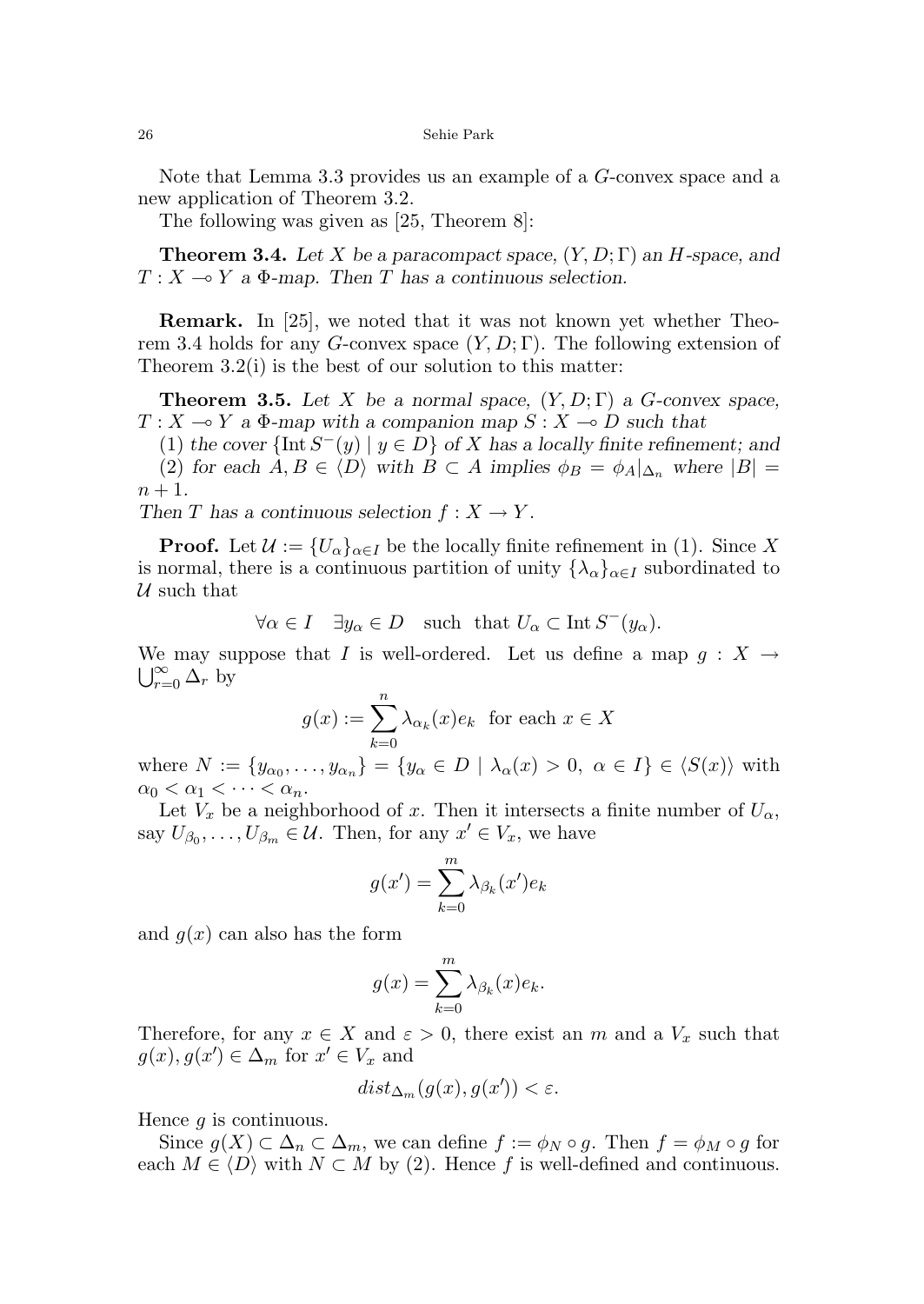Note that Lemma 3.3 provides us an example of a $G$-convex space and a new application of Theorem 3.2.

The following was given as [25, Theorem 8]:

**Theorem 3.4.** *Let $X$ be a paracompact space, $(Y, D; \Gamma)$ an $H$-space, and $T : X \multimap Y$ a $\Phi$-map. Then $T$ has a continuous selection.*

**Remark.** In [25], we noted that it was not known yet whether Theorem 3.4 holds for any $G$-convex space $(Y, D; \Gamma)$. The following extension of Theorem 3.2(i) is the best of our solution to this matter:

**Theorem 3.5.** *Let $X$ be a normal space, $(Y, D; \Gamma)$ a $G$-convex space, $T : X \multimap Y$ a $\Phi$-map with a companion map $S : X \multimap D$ such that*

(1) *the cover $\{\mathrm{Int}\, S^{-}(y) \mid y \in D\}$ of $X$ has a locally finite refinement; and*

(2) *for each $A, B \in \langle D \rangle$ with $B \subset A$ implies $\phi_B = \phi_A|_{\Delta_n}$ where $|B| = n + 1$.*

*Then $T$ has a continuous selection $f : X \to Y$.*

**Proof.** Let $\mathcal{U} := \{U_\alpha\}_{\alpha \in I}$ be the locally finite refinement in (1). Since $X$ is normal, there is a continuous partition of unity $\{\lambda_\alpha\}_{\alpha \in I}$ subordinated to $\mathcal{U}$ such that

$$\forall \alpha \in I \quad \exists y_\alpha \in D \quad \text{such that } U_\alpha \subset \mathrm{Int}\, S^{-}(y_\alpha).$$

We may suppose that $I$ is well-ordered. Let us define a map $g : X \to \bigcup_{r=0}^{\infty} \Delta_r$ by

$$g(x) := \sum_{k=0}^{n} \lambda_{\alpha_k}(x) e_k \quad \text{for each } x \in X$$

where $N := \{y_{\alpha_0}, \ldots, y_{\alpha_n}\} = \{y_\alpha \in D \mid \lambda_\alpha(x) > 0,\ \alpha \in I\} \in \langle S(x) \rangle$ with $\alpha_0 < \alpha_1 < \cdots < \alpha_n$.

Let $V_x$ be a neighborhood of $x$. Then it intersects a finite number of $U_\alpha$, say $U_{\beta_0}, \ldots, U_{\beta_m} \in \mathcal{U}$. Then, for any $x' \in V_x$, we have

$$g(x') = \sum_{k=0}^{m} \lambda_{\beta_k}(x') e_k$$

and $g(x)$ can also has the form

$$g(x) = \sum_{k=0}^{m} \lambda_{\beta_k}(x) e_k.$$

Therefore, for any $x \in X$ and $\varepsilon > 0$, there exist an $m$ and a $V_x$ such that $g(x), g(x') \in \Delta_m$ for $x' \in V_x$ and

$$dist_{\Delta_m}(g(x), g(x')) < \varepsilon.$$

Hence $g$ is continuous.

Since $g(X) \subset \Delta_n \subset \Delta_m$, we can define $f := \phi_N \circ g$. Then $f = \phi_M \circ g$ for each $M \in \langle D \rangle$ with $N \subset M$ by (2). Hence $f$ is well-defined and continuous.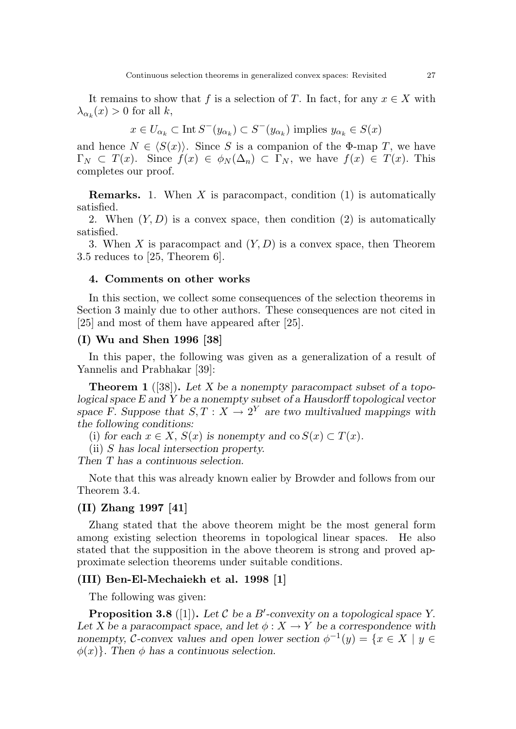It remains to show that $f$ is a selection of $T$. In fact, for any $x \in X$ with $\lambda_{\alpha_k}(x) > 0$ for all $k$,

$$x \in U_{\alpha_k} \subset \operatorname{Int} S^-(y_{\alpha_k}) \subset S^-(y_{\alpha_k}) \text{ implies } y_{\alpha_k} \in S(x)$$

and hence $N \in \langle S(x) \rangle$. Since $S$ is a companion of the $\Phi$-map $T$, we have $\Gamma_N \subset T(x)$. Since $f(x) \in \phi_N(\Delta_n) \subset \Gamma_N$, we have $f(x) \in T(x)$. This completes our proof.

**Remarks.** 1. When $X$ is paracompact, condition (1) is automatically satisfied.

2. When $(Y, D)$ is a convex space, then condition (2) is automatically satisfied.

3. When $X$ is paracompact and $(Y, D)$ is a convex space, then Theorem 3.5 reduces to [25, Theorem 6].

## 4. Comments on other works

In this section, we collect some consequences of the selection theorems in Section 3 mainly due to other authors. These consequences are not cited in [25] and most of them have appeared after [25].

### (I) Wu and Shen 1996 [38]

In this paper, the following was given as a generalization of a result of Yannelis and Prabhakar [39]:

**Theorem 1** ([38]). *Let $X$ be a nonempty paracompact subset of a topological space $E$ and $Y$ be a nonempty subset of a Hausdorff topological vector space $F$. Suppose that $S, T : X \to 2^Y$ are two multivalued mappings with the following conditions:*

(i) *for each $x \in X$, $S(x)$ is nonempty and $\operatorname{co} S(x) \subset T(x)$.*

(ii) *$S$ has local intersection property.*

*Then $T$ has a continuous selection.*

Note that this was already known ealier by Browder and follows from our Theorem 3.4.

### (II) Zhang 1997 [41]

Zhang stated that the above theorem might be the most general form among existing selection theorems in topological linear spaces. He also stated that the supposition in the above theorem is strong and proved approximate selection theorems under suitable conditions.

### (III) Ben-El-Mechaiekh et al. 1998 [1]

The following was given:

**Proposition 3.8** ([1]). *Let $\mathcal{C}$ be a $B'$-convexity on a topological space $Y$. Let $X$ be a paracompact space, and let $\phi : X \to Y$ be a correspondence with nonempty, $\mathcal{C}$-convex values and open lower section $\phi^{-1}(y) = \{x \in X \mid y \in \phi(x)\}$. Then $\phi$ has a continuous selection.*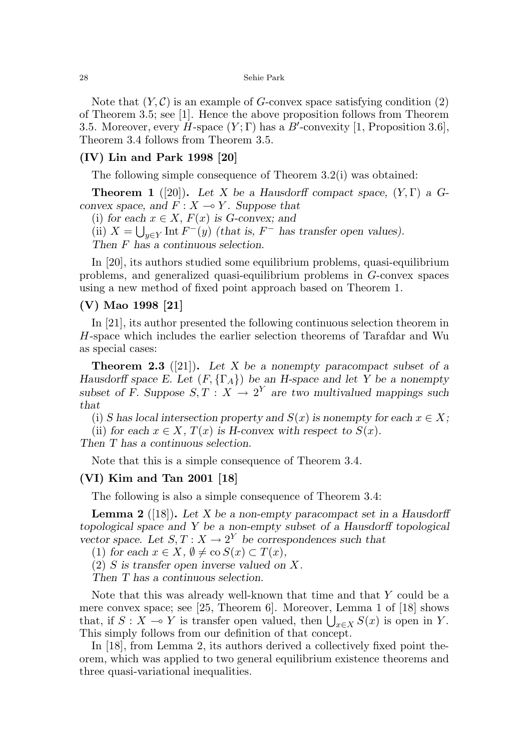Note that $(Y, \mathcal{C})$ is an example of $G$-convex space satisfying condition (2) of Theorem 3.5; see [1]. Hence the above proposition follows from Theorem 3.5. Moreover, every $H$-space $(Y; \Gamma)$ has a $B'$-convexity [1, Proposition 3.6], Theorem 3.4 follows from Theorem 3.5.

**(IV) Lin and Park 1998 [20]**

The following simple consequence of Theorem 3.2(i) was obtained:

**Theorem 1** ([20])**.** *Let $X$ be a Hausdorff compact space, $(Y, \Gamma)$ a $G$-convex space, and $F : X \multimap Y$. Suppose that*

(i) *for each $x \in X$, $F(x)$ is $G$-convex; and*

(ii) *$X = \bigcup_{y \in Y} \operatorname{Int} F^{-}(y)$ (that is, $F^{-}$ has transfer open values).*

*Then $F$ has a continuous selection.*

In [20], its authors studied some equilibrium problems, quasi-equilibrium problems, and generalized quasi-equilibrium problems in $G$-convex spaces using a new method of fixed point approach based on Theorem 1.

**(V) Mao 1998 [21]**

In [21], its author presented the following continuous selection theorem in $H$-space which includes the earlier selection theorems of Tarafdar and Wu as special cases:

**Theorem 2.3** ([21])**.** *Let $X$ be a nonempty paracompact subset of a Hausdorff space $E$. Let $(F, \{\Gamma_A\})$ be an $H$-space and let $Y$ be a nonempty subset of $F$. Suppose $S, T : X \to 2^Y$ are two multivalued mappings such that*

(i) *$S$ has local intersection property and $S(x)$ is nonempty for each $x \in X$;*

(ii) *for each $x \in X$, $T(x)$ is $H$-convex with respect to $S(x)$.*

*Then $T$ has a continuous selection.*

Note that this is a simple consequence of Theorem 3.4.

**(VI) Kim and Tan 2001 [18]**

The following is also a simple consequence of Theorem 3.4:

**Lemma 2** ([18])**.** *Let $X$ be a non-empty paracompact set in a Hausdorff topological space and $Y$ be a non-empty subset of a Hausdorff topological vector space. Let $S, T : X \to 2^Y$ be correspondences such that*

(1) *for each $x \in X$, $\emptyset \neq \operatorname{co} S(x) \subset T(x)$,*

(2) *$S$ is transfer open inverse valued on $X$.*

*Then $T$ has a continuous selection.*

Note that this was already well-known that time and that $Y$ could be a mere convex space; see [25, Theorem 6]. Moreover, Lemma 1 of [18] shows that, if $S : X \multimap Y$ is transfer open valued, then $\bigcup_{x \in X} S(x)$ is open in $Y$. This simply follows from our definition of that concept.

In [18], from Lemma 2, its authors derived a collectively fixed point theorem, which was applied to two general equilibrium existence theorems and three quasi-variational inequalities.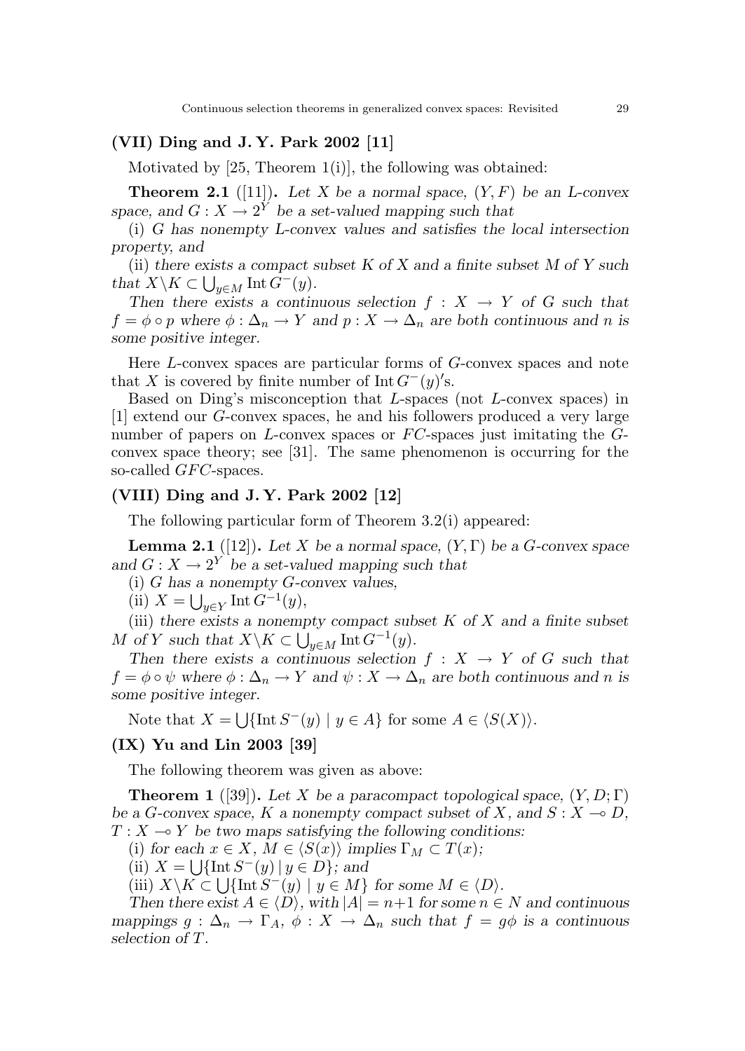### (VII) Ding and J. Y. Park 2002 [11]

Motivated by [25, Theorem 1(i)], the following was obtained:

**Theorem 2.1** ([11]). *Let $X$ be a normal space, $(Y, F)$ be an $L$-convex space, and $G : X \to 2^Y$ be a set-valued mapping such that*

*(i) $G$ has nonempty $L$-convex values and satisfies the local intersection property, and*

*(ii) there exists a compact subset $K$ of $X$ and a finite subset $M$ of $Y$ such that $X \backslash K \subset \bigcup_{y \in M} \operatorname{Int} G^{-}(y)$.*

*Then there exists a continuous selection $f : X \to Y$ of $G$ such that $f = \phi \circ p$ where $\phi : \Delta_n \to Y$ and $p : X \to \Delta_n$ are both continuous and $n$ is some positive integer.*

Here $L$-convex spaces are particular forms of $G$-convex spaces and note that $X$ is covered by finite number of $\operatorname{Int} G^{-}(y)'$s.

Based on Ding's misconception that $L$-spaces (not $L$-convex spaces) in [1] extend our $G$-convex spaces, he and his followers produced a very large number of papers on $L$-convex spaces or $FC$-spaces just imitating the $G$-convex space theory; see [31]. The same phenomenon is occurring for the so-called $GFC$-spaces.

### (VIII) Ding and J. Y. Park 2002 [12]

The following particular form of Theorem 3.2(i) appeared:

**Lemma 2.1** ([12]). *Let $X$ be a normal space, $(Y, \Gamma)$ be a $G$-convex space and $G : X \to 2^Y$ be a set-valued mapping such that*

*(i) $G$ has a nonempty $G$-convex values,*

*(ii) $X = \bigcup_{y \in Y} \operatorname{Int} G^{-1}(y)$,*

*(iii) there exists a nonempty compact subset $K$ of $X$ and a finite subset $M$ of $Y$ such that $X \backslash K \subset \bigcup_{y \in M} \operatorname{Int} G^{-1}(y)$.*

*Then there exists a continuous selection $f : X \to Y$ of $G$ such that $f = \phi \circ \psi$ where $\phi : \Delta_n \to Y$ and $\psi : X \to \Delta_n$ are both continuous and $n$ is some positive integer.*

Note that $X = \bigcup \{\operatorname{Int} S^{-}(y) \mid y \in A\}$ for some $A \in \langle S(X) \rangle$.

### (IX) Yu and Lin 2003 [39]

The following theorem was given as above:

**Theorem 1** ([39]). *Let $X$ be a paracompact topological space, $(Y, D; \Gamma)$ be a $G$-convex space, $K$ a nonempty compact subset of $X$, and $S : X \multimap D$, $T : X \multimap Y$ be two maps satisfying the following conditions:*

*(i) for each $x \in X$, $M \in \langle S(x) \rangle$ implies $\Gamma_M \subset T(x)$;*

*(ii) $X = \bigcup \{\operatorname{Int} S^{-}(y) \mid y \in D\}$; and*

*(iii) $X \backslash K \subset \bigcup \{\operatorname{Int} S^{-}(y) \mid y \in M\}$ for some $M \in \langle D \rangle$.*

*Then there exist $A \in \langle D \rangle$, with $|A| = n+1$ for some $n \in N$ and continuous mappings $g : \Delta_n \to \Gamma_A$, $\phi : X \to \Delta_n$ such that $f = g\phi$ is a continuous selection of $T$.*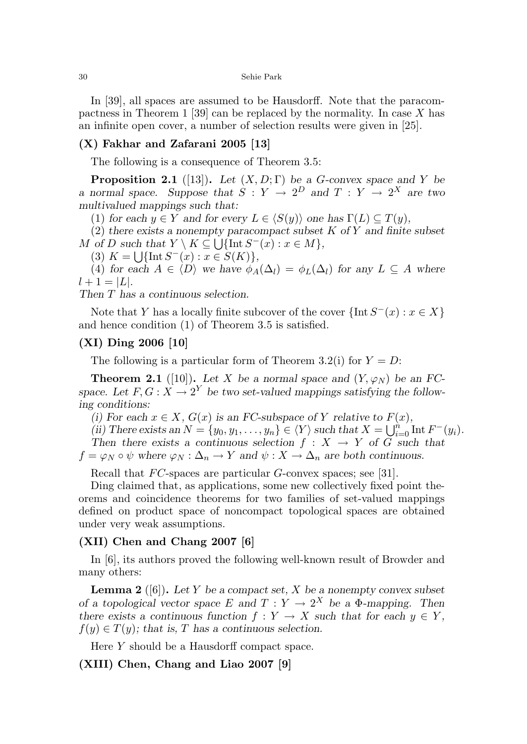In [39], all spaces are assumed to be Hausdorff. Note that the paracompactness in Theorem 1 [39] can be replaced by the normality. In case $X$ has an infinite open cover, a number of selection results were given in [25].

### (X) Fakhar and Zafarani 2005 [13]

The following is a consequence of Theorem 3.5:

**Proposition 2.1** ([13]). *Let $(X, D; \Gamma)$ be a G-convex space and $Y$ be a normal space. Suppose that $S : Y \to 2^D$ and $T : Y \to 2^X$ are two multivalued mappings such that:*

*(1) for each $y \in Y$ and for every $L \in \langle S(y) \rangle$ one has $\Gamma(L) \subseteq T(y)$,*

*(2) there exists a nonempty paracompact subset $K$ of $Y$ and finite subset $M$ of $D$ such that $Y \setminus K \subseteq \bigcup \{\text{Int}\, S^-(x) : x \in M\}$,*

*(3) $K = \bigcup \{\text{Int}\, S^-(x) : x \in S(K)\}$,*

*(4) for each $A \in \langle D \rangle$ we have $\phi_A(\Delta_l) = \phi_L(\Delta_l)$ for any $L \subseteq A$ where $l + 1 = |L|$.*

*Then $T$ has a continuous selection.*

Note that $Y$ has a locally finite subcover of the cover $\{\text{Int}\, S^-(x) : x \in X\}$ and hence condition (1) of Theorem 3.5 is satisfied.

### (XI) Ding 2006 [10]

The following is a particular form of Theorem 3.2(i) for $Y = D$:

**Theorem 2.1** ([10]). *Let $X$ be a normal space and $(Y, \varphi_N)$ be an FC-space. Let $F, G : X \to 2^Y$ be two set-valued mappings satisfying the following conditions:*

*(i) For each $x \in X$, $G(x)$ is an FC-subspace of $Y$ relative to $F(x)$,*

*(ii) There exists an $N = \{y_0, y_1, \ldots, y_n\} \in \langle Y \rangle$ such that $X = \bigcup_{i=0}^{n} \text{Int}\, F^-(y_i)$.*

*Then there exists a continuous selection $f : X \to Y$ of $G$ such that $f = \varphi_N \circ \psi$ where $\varphi_N : \Delta_n \to Y$ and $\psi : X \to \Delta_n$ are both continuous.*

Recall that $FC$-spaces are particular $G$-convex spaces; see [31].

Ding claimed that, as applications, some new collectively fixed point theorems and coincidence theorems for two families of set-valued mappings defined on product space of noncompact topological spaces are obtained under very weak assumptions.

### (XII) Chen and Chang 2007 [6]

In [6], its authors proved the following well-known result of Browder and many others:

**Lemma 2** ([6]). *Let $Y$ be a compact set, $X$ be a nonempty convex subset of a topological vector space $E$ and $T : Y \to 2^X$ be a $\Phi$-mapping. Then there exists a continuous function $f : Y \to X$ such that for each $y \in Y$, $f(y) \in T(y)$; that is, $T$ has a continuous selection.*

Here $Y$ should be a Hausdorff compact space.

### (XIII) Chen, Chang and Liao 2007 [9]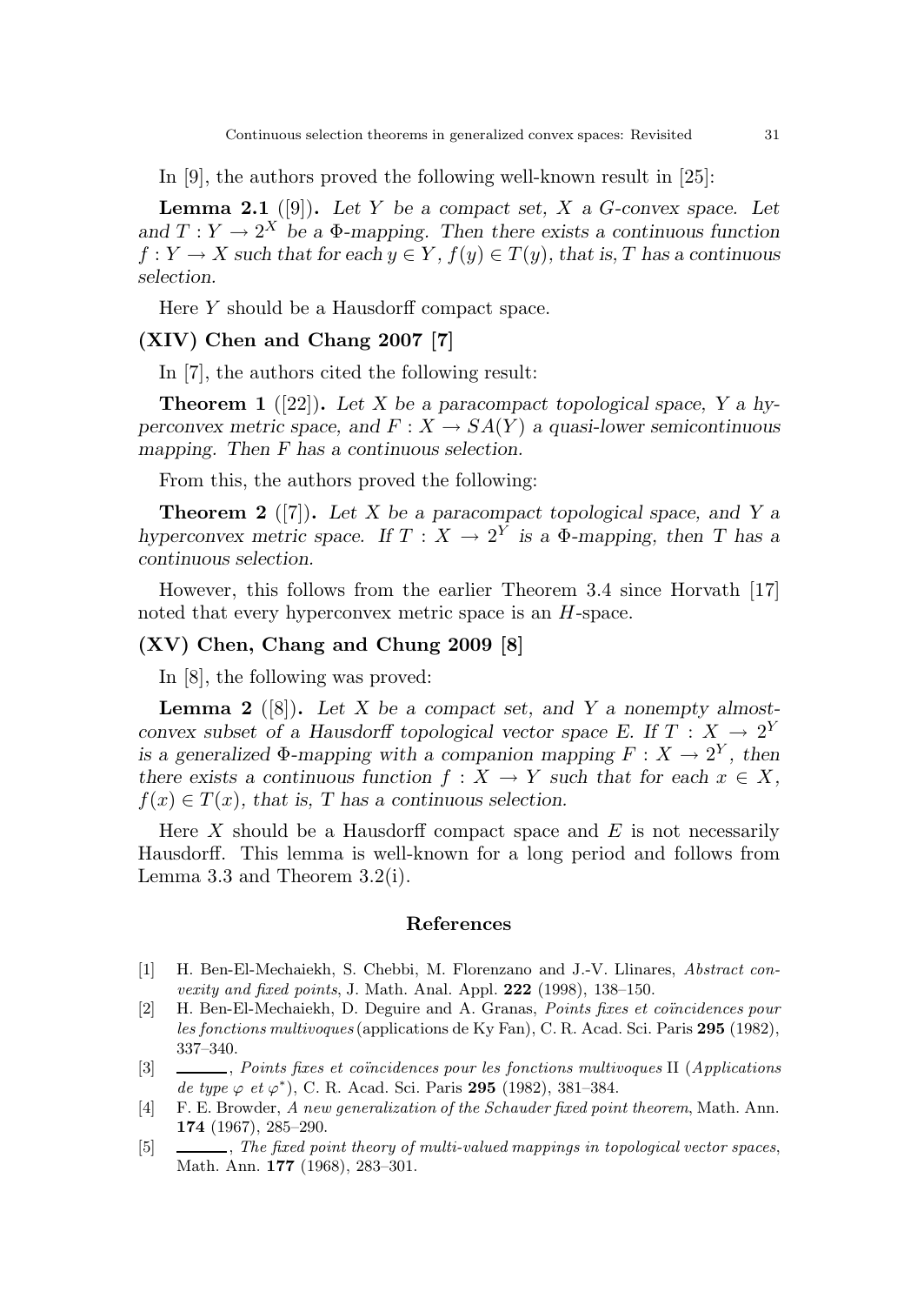In [9], the authors proved the following well-known result in [25]:

**Lemma 2.1** ([9]). *Let $Y$ be a compact set, $X$ a $G$-convex space. Let and $T : Y \to 2^X$ be a $\Phi$-mapping. Then there exists a continuous function $f : Y \to X$ such that for each $y \in Y$, $f(y) \in T(y)$, that is, $T$ has a continuous selection.*

Here $Y$ should be a Hausdorff compact space.

### (XIV) Chen and Chang 2007 [7]

In [7], the authors cited the following result:

**Theorem 1** ([22]). *Let $X$ be a paracompact topological space, $Y$ a hyperconvex metric space, and $F : X \to SA(Y)$ a quasi-lower semicontinuous mapping. Then $F$ has a continuous selection.*

From this, the authors proved the following:

**Theorem 2** ([7]). *Let $X$ be a paracompact topological space, and $Y$ a hyperconvex metric space. If $T : X \to 2^Y$ is a $\Phi$-mapping, then $T$ has a continuous selection.*

However, this follows from the earlier Theorem 3.4 since Horvath [17] noted that every hyperconvex metric space is an $H$-space.

### (XV) Chen, Chang and Chung 2009 [8]

In [8], the following was proved:

**Lemma 2** ([8]). *Let $X$ be a compact set, and $Y$ a nonempty almost-convex subset of a Hausdorff topological vector space $E$. If $T : X \to 2^Y$ is a generalized $\Phi$-mapping with a companion mapping $F : X \to 2^Y$, then there exists a continuous function $f : X \to Y$ such that for each $x \in X$, $f(x) \in T(x)$, that is, $T$ has a continuous selection.*

Here $X$ should be a Hausdorff compact space and $E$ is not necessarily Hausdorff. This lemma is well-known for a long period and follows from Lemma 3.3 and Theorem 3.2(i).

## References

[1] H. Ben-El-Mechaiekh, S. Chebbi, M. Florenzano and J.-V. Llinares, *Abstract convexity and fixed points*, J. Math. Anal. Appl. **222** (1998), 138–150.

[2] H. Ben-El-Mechaiekh, D. Deguire and A. Granas, *Points fixes et coïncidences pour les fonctions multivoques* (applications de Ky Fan), C. R. Acad. Sci. Paris **295** (1982), 337–340.

[3] ———, *Points fixes et coïncidences pour les fonctions multivoques* II (*Applications de type $\varphi$ et $\varphi^*$*), C. R. Acad. Sci. Paris **295** (1982), 381–384.

[4] F. E. Browder, *A new generalization of the Schauder fixed point theorem*, Math. Ann. **174** (1967), 285–290.

[5] ———, *The fixed point theory of multi-valued mappings in topological vector spaces*, Math. Ann. **177** (1968), 283–301.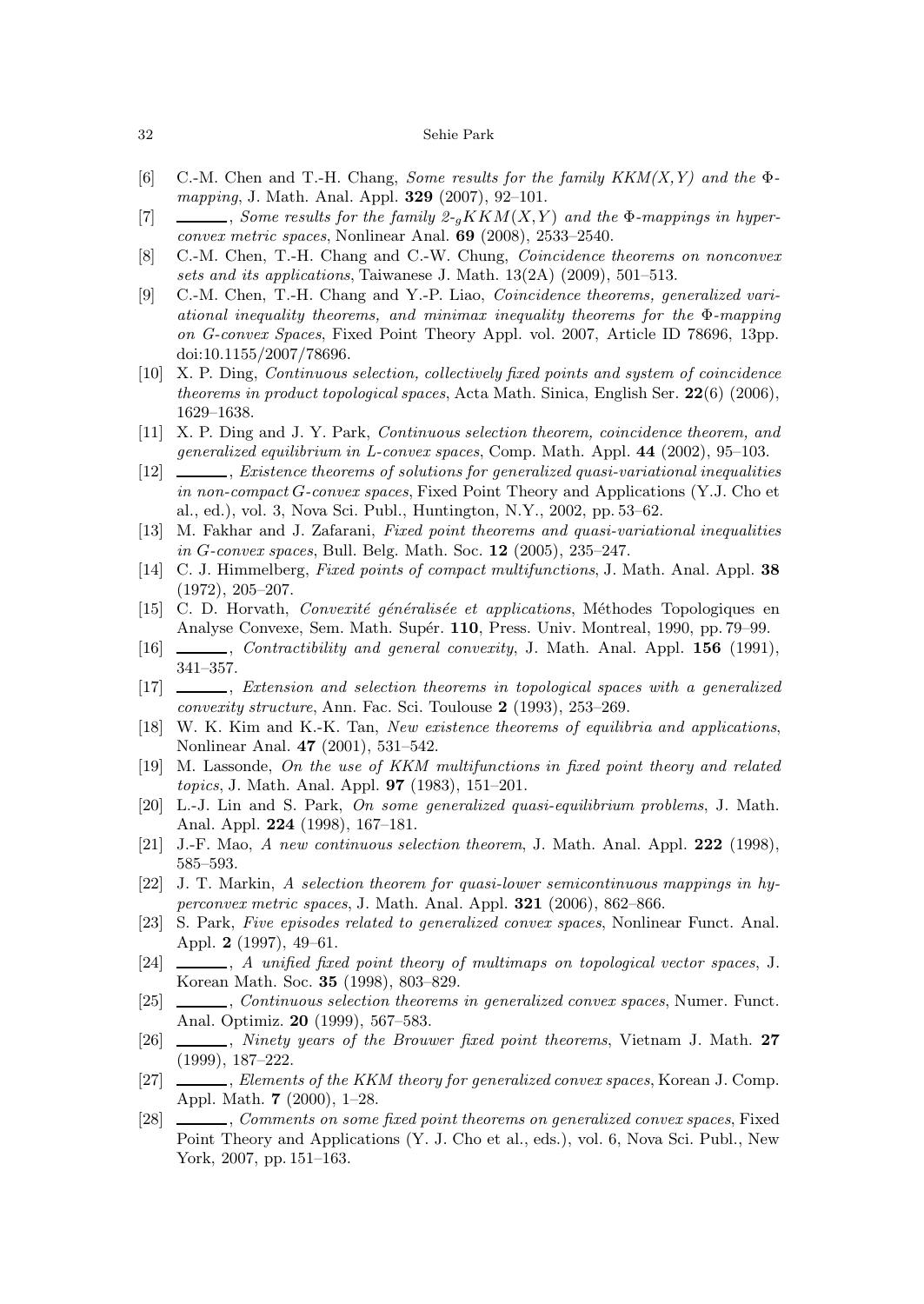[6] C.-M. Chen and T.-H. Chang, *Some results for the family KKM(X,Y) and the Φ-mapping*, J. Math. Anal. Appl. **329** (2007), 92–101.

[7] ———, *Some results for the family 2-$_g KKM(X,Y)$ and the Φ-mappings in hyperconvex metric spaces*, Nonlinear Anal. **69** (2008), 2533–2540.

[8] C.-M. Chen, T.-H. Chang and C.-W. Chung, *Coincidence theorems on nonconvex sets and its applications*, Taiwanese J. Math. 13(2A) (2009), 501–513.

[9] C.-M. Chen, T.-H. Chang and Y.-P. Liao, *Coincidence theorems, generalized variational inequality theorems, and minimax inequality theorems for the Φ-mapping on G-convex Spaces*, Fixed Point Theory Appl. vol. 2007, Article ID 78696, 13pp. doi:10.1155/2007/78696.

[10] X. P. Ding, *Continuous selection, collectively fixed points and system of coincidence theorems in product topological spaces*, Acta Math. Sinica, English Ser. **22**(6) (2006), 1629–1638.

[11] X. P. Ding and J. Y. Park, *Continuous selection theorem, coincidence theorem, and generalized equilibrium in L-convex spaces*, Comp. Math. Appl. **44** (2002), 95–103.

[12] ———, *Existence theorems of solutions for generalized quasi-variational inequalities in non-compact G-convex spaces*, Fixed Point Theory and Applications (Y.J. Cho et al., ed.), vol. 3, Nova Sci. Publ., Huntington, N.Y., 2002, pp. 53–62.

[13] M. Fakhar and J. Zafarani, *Fixed point theorems and quasi-variational inequalities in G-convex spaces*, Bull. Belg. Math. Soc. **12** (2005), 235–247.

[14] C. J. Himmelberg, *Fixed points of compact multifunctions*, J. Math. Anal. Appl. **38** (1972), 205–207.

[15] C. D. Horvath, *Convexité généralisée et applications*, Méthodes Topologiques en Analyse Convexe, Sem. Math. Supér. **110**, Press. Univ. Montreal, 1990, pp. 79–99.

[16] ———, *Contractibility and general convexity*, J. Math. Anal. Appl. **156** (1991), 341–357.

[17] ———, *Extension and selection theorems in topological spaces with a generalized convexity structure*, Ann. Fac. Sci. Toulouse **2** (1993), 253–269.

[18] W. K. Kim and K.-K. Tan, *New existence theorems of equilibria and applications*, Nonlinear Anal. **47** (2001), 531–542.

[19] M. Lassonde, *On the use of KKM multifunctions in fixed point theory and related topics*, J. Math. Anal. Appl. **97** (1983), 151–201.

[20] L.-J. Lin and S. Park, *On some generalized quasi-equilibrium problems*, J. Math. Anal. Appl. **224** (1998), 167–181.

[21] J.-F. Mao, *A new continuous selection theorem*, J. Math. Anal. Appl. **222** (1998), 585–593.

[22] J. T. Markin, *A selection theorem for quasi-lower semicontinuous mappings in hyperconvex metric spaces*, J. Math. Anal. Appl. **321** (2006), 862–866.

[23] S. Park, *Five episodes related to generalized convex spaces*, Nonlinear Funct. Anal. Appl. **2** (1997), 49–61.

[24] ———, *A unified fixed point theory of multimaps on topological vector spaces*, J. Korean Math. Soc. **35** (1998), 803–829.

[25] ———, *Continuous selection theorems in generalized convex spaces*, Numer. Funct. Anal. Optimiz. **20** (1999), 567–583.

[26] ———, *Ninety years of the Brouwer fixed point theorems*, Vietnam J. Math. **27** (1999), 187–222.

[27] ———, *Elements of the KKM theory for generalized convex spaces*, Korean J. Comp. Appl. Math. **7** (2000), 1–28.

[28] ———, *Comments on some fixed point theorems on generalized convex spaces*, Fixed Point Theory and Applications (Y. J. Cho et al., eds.), vol. 6, Nova Sci. Publ., New York, 2007, pp. 151–163.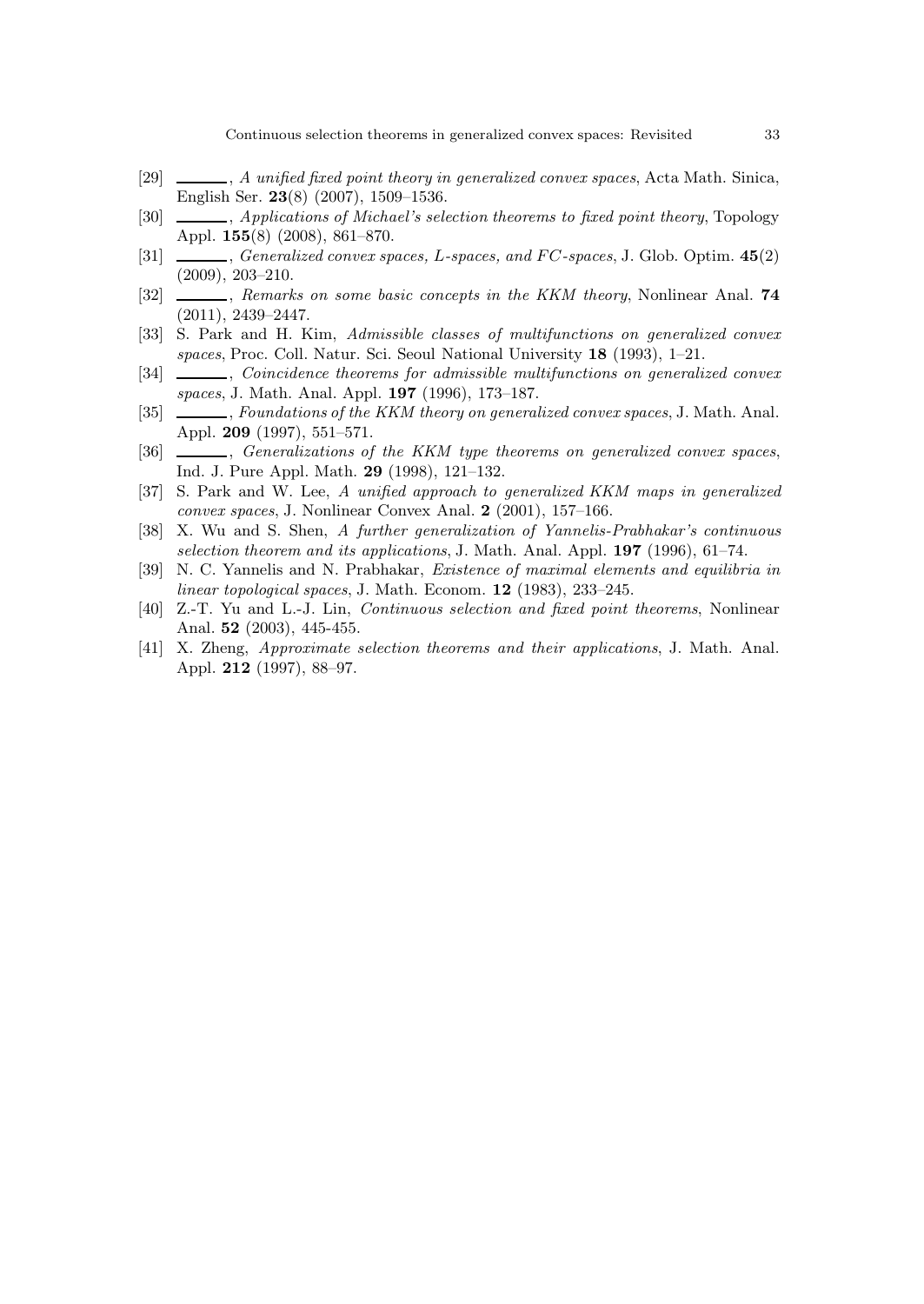[29] ______, *A unified fixed point theory in generalized convex spaces*, Acta Math. Sinica, English Ser. **23**(8) (2007), 1509–1536.

[30] ______, *Applications of Michael's selection theorems to fixed point theory*, Topology Appl. **155**(8) (2008), 861–870.

[31] ______, *Generalized convex spaces, L-spaces, and FC-spaces*, J. Glob. Optim. **45**(2) (2009), 203–210.

[32] ______, *Remarks on some basic concepts in the KKM theory*, Nonlinear Anal. **74** (2011), 2439–2447.

[33] S. Park and H. Kim, *Admissible classes of multifunctions on generalized convex spaces*, Proc. Coll. Natur. Sci. Seoul National University **18** (1993), 1–21.

[34] ______, *Coincidence theorems for admissible multifunctions on generalized convex spaces*, J. Math. Anal. Appl. **197** (1996), 173–187.

[35] ______, *Foundations of the KKM theory on generalized convex spaces*, J. Math. Anal. Appl. **209** (1997), 551–571.

[36] ______, *Generalizations of the KKM type theorems on generalized convex spaces*, Ind. J. Pure Appl. Math. **29** (1998), 121–132.

[37] S. Park and W. Lee, *A unified approach to generalized KKM maps in generalized convex spaces*, J. Nonlinear Convex Anal. **2** (2001), 157–166.

[38] X. Wu and S. Shen, *A further generalization of Yannelis-Prabhakar's continuous selection theorem and its applications*, J. Math. Anal. Appl. **197** (1996), 61–74.

[39] N. C. Yannelis and N. Prabhakar, *Existence of maximal elements and equilibria in linear topological spaces*, J. Math. Econom. **12** (1983), 233–245.

[40] Z.-T. Yu and L.-J. Lin, *Continuous selection and fixed point theorems*, Nonlinear Anal. **52** (2003), 445-455.

[41] X. Zheng, *Approximate selection theorems and their applications*, J. Math. Anal. Appl. **212** (1997), 88–97.